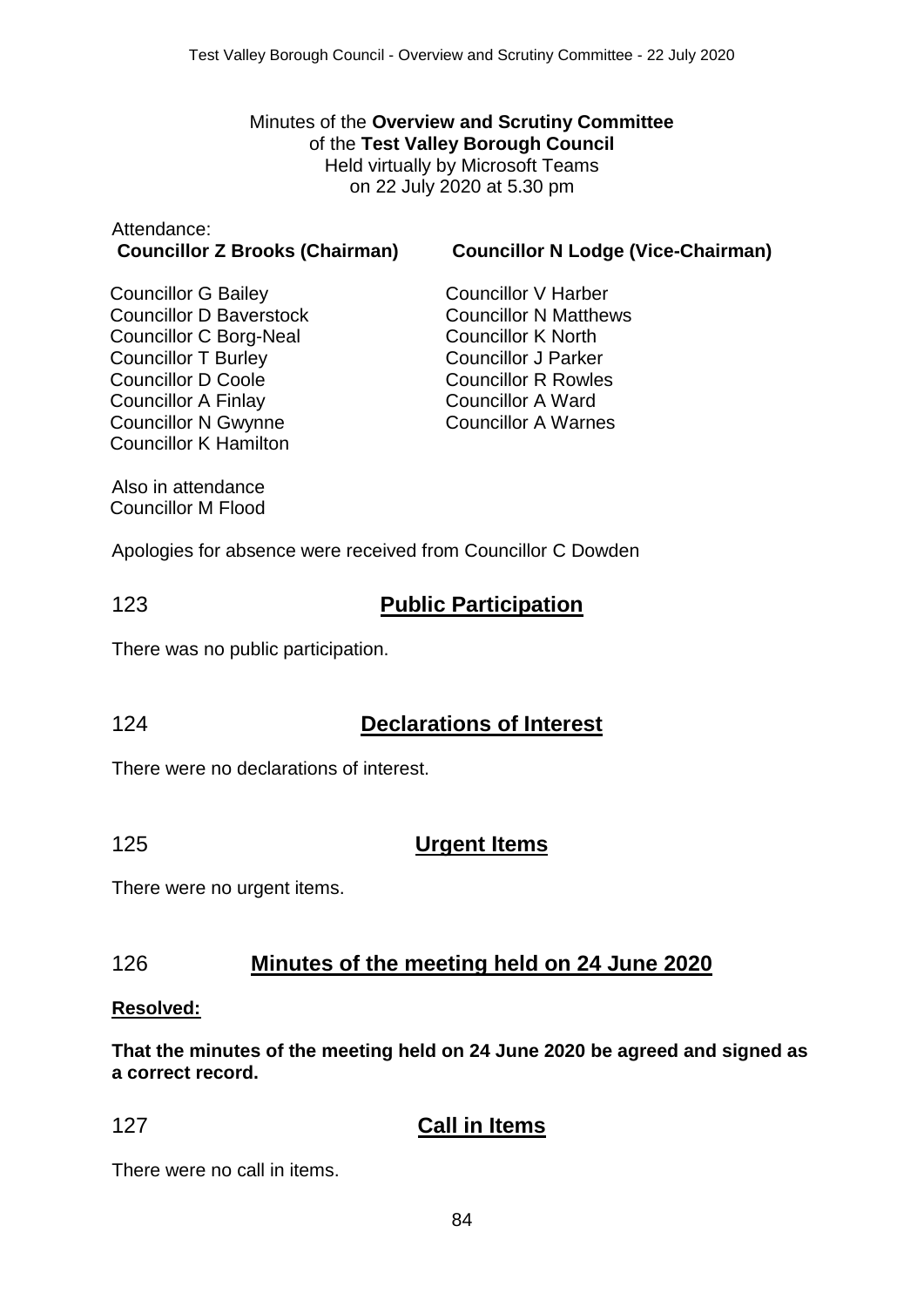Minutes of the **Overview and Scrutiny Committee**
of the **Test Valley Borough Council**
Held virtually by Microsoft Teams
on 22 July 2020 at 5.30 pm

Attendance:
**Councillor Z Brooks (Chairman)**
**Councillor N Lodge (Vice-Chairman)**

Councillor G Bailey
Councillor D Baverstock
Councillor C Borg-Neal
Councillor T Burley
Councillor D Coole
Councillor A Finlay
Councillor N Gwynne
Councillor K Hamilton
Councillor V Harber
Councillor N Matthews
Councillor K North
Councillor J Parker
Councillor R Rowles
Councillor A Ward
Councillor A Warnes

Also in attendance
Councillor M Flood

Apologies for absence were received from Councillor C Dowden

## 123 Public Participation

There was no public participation.

## 124 Declarations of Interest

There were no declarations of interest.

## 125 Urgent Items

There were no urgent items.

## 126 Minutes of the meeting held on 24 June 2020

**Resolved:**

**That the minutes of the meeting held on 24 June 2020 be agreed and signed as a correct record.**

## 127 Call in Items

There were no call in items.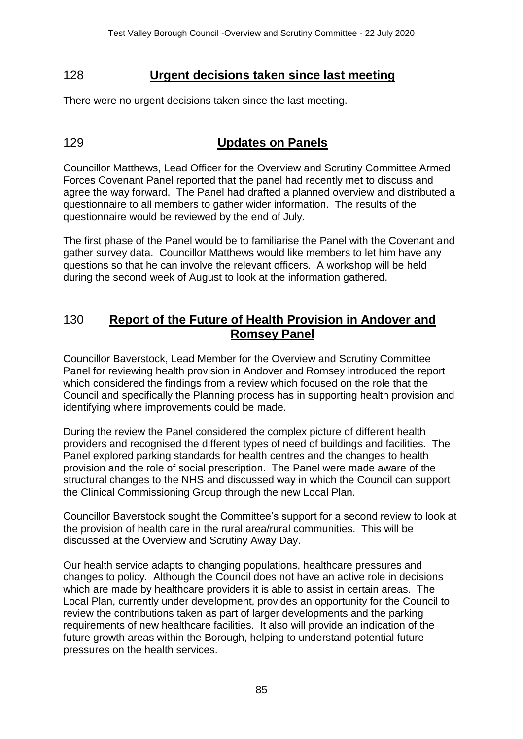## 128 Urgent decisions taken since last meeting

There were no urgent decisions taken since the last meeting.

## 129 Updates on Panels

Councillor Matthews, Lead Officer for the Overview and Scrutiny Committee Armed Forces Covenant Panel reported that the panel had recently met to discuss and agree the way forward. The Panel had drafted a planned overview and distributed a questionnaire to all members to gather wider information. The results of the questionnaire would be reviewed by the end of July.

The first phase of the Panel would be to familiarise the Panel with the Covenant and gather survey data. Councillor Matthews would like members to let him have any questions so that he can involve the relevant officers. A workshop will be held during the second week of August to look at the information gathered.

## 130 Report of the Future of Health Provision in Andover and Romsey Panel

Councillor Baverstock, Lead Member for the Overview and Scrutiny Committee Panel for reviewing health provision in Andover and Romsey introduced the report which considered the findings from a review which focused on the role that the Council and specifically the Planning process has in supporting health provision and identifying where improvements could be made.

During the review the Panel considered the complex picture of different health providers and recognised the different types of need of buildings and facilities. The Panel explored parking standards for health centres and the changes to health provision and the role of social prescription. The Panel were made aware of the structural changes to the NHS and discussed way in which the Council can support the Clinical Commissioning Group through the new Local Plan.

Councillor Baverstock sought the Committee's support for a second review to look at the provision of health care in the rural area/rural communities. This will be discussed at the Overview and Scrutiny Away Day.

Our health service adapts to changing populations, healthcare pressures and changes to policy. Although the Council does not have an active role in decisions which are made by healthcare providers it is able to assist in certain areas. The Local Plan, currently under development, provides an opportunity for the Council to review the contributions taken as part of larger developments and the parking requirements of new healthcare facilities. It also will provide an indication of the future growth areas within the Borough, helping to understand potential future pressures on the health services.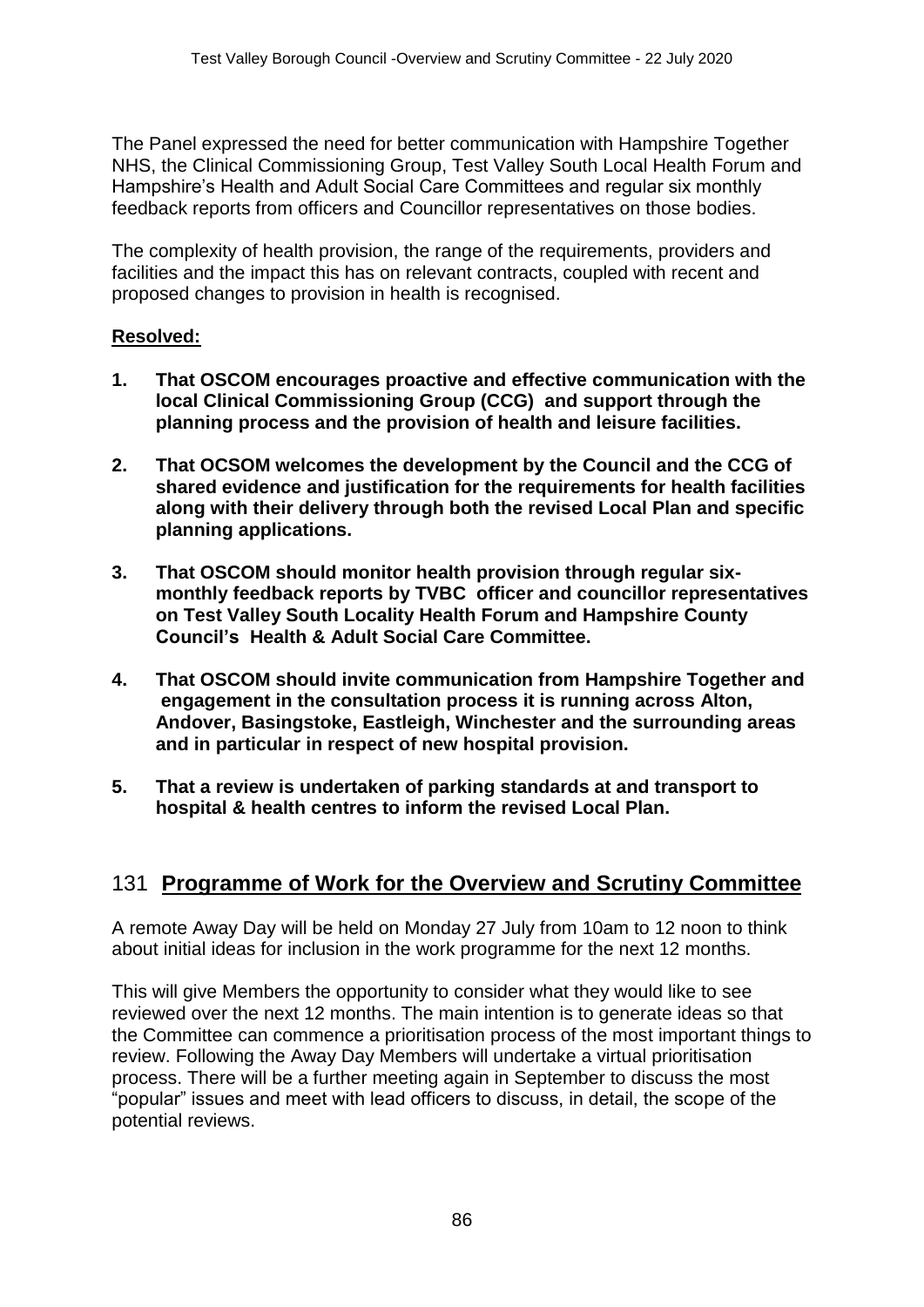The Panel expressed the need for better communication with Hampshire Together NHS, the Clinical Commissioning Group, Test Valley South Local Health Forum and Hampshire's Health and Adult Social Care Committees and regular six monthly feedback reports from officers and Councillor representatives on those bodies.

The complexity of health provision, the range of the requirements, providers and facilities and the impact this has on relevant contracts, coupled with recent and proposed changes to provision in health is recognised.

**Resolved:**

1. **That OSCOM encourages proactive and effective communication with the local Clinical Commissioning Group (CCG) and support through the planning process and the provision of health and leisure facilities.**
2. **That OCSOM welcomes the development by the Council and the CCG of shared evidence and justification for the requirements for health facilities along with their delivery through both the revised Local Plan and specific planning applications.**
3. **That OSCOM should monitor health provision through regular six-monthly feedback reports by TVBC officer and councillor representatives on Test Valley South Locality Health Forum and Hampshire County Council's Health & Adult Social Care Committee.**
4. **That OSCOM should invite communication from Hampshire Together and engagement in the consultation process it is running across Alton, Andover, Basingstoke, Eastleigh, Winchester and the surrounding areas and in particular in respect of new hospital provision.**
5. **That a review is undertaken of parking standards at and transport to hospital & health centres to inform the revised Local Plan.**

## 131 Programme of Work for the Overview and Scrutiny Committee

A remote Away Day will be held on Monday 27 July from 10am to 12 noon to think about initial ideas for inclusion in the work programme for the next 12 months.

This will give Members the opportunity to consider what they would like to see reviewed over the next 12 months. The main intention is to generate ideas so that the Committee can commence a prioritisation process of the most important things to review. Following the Away Day Members will undertake a virtual prioritisation process. There will be a further meeting again in September to discuss the most "popular" issues and meet with lead officers to discuss, in detail, the scope of the potential reviews.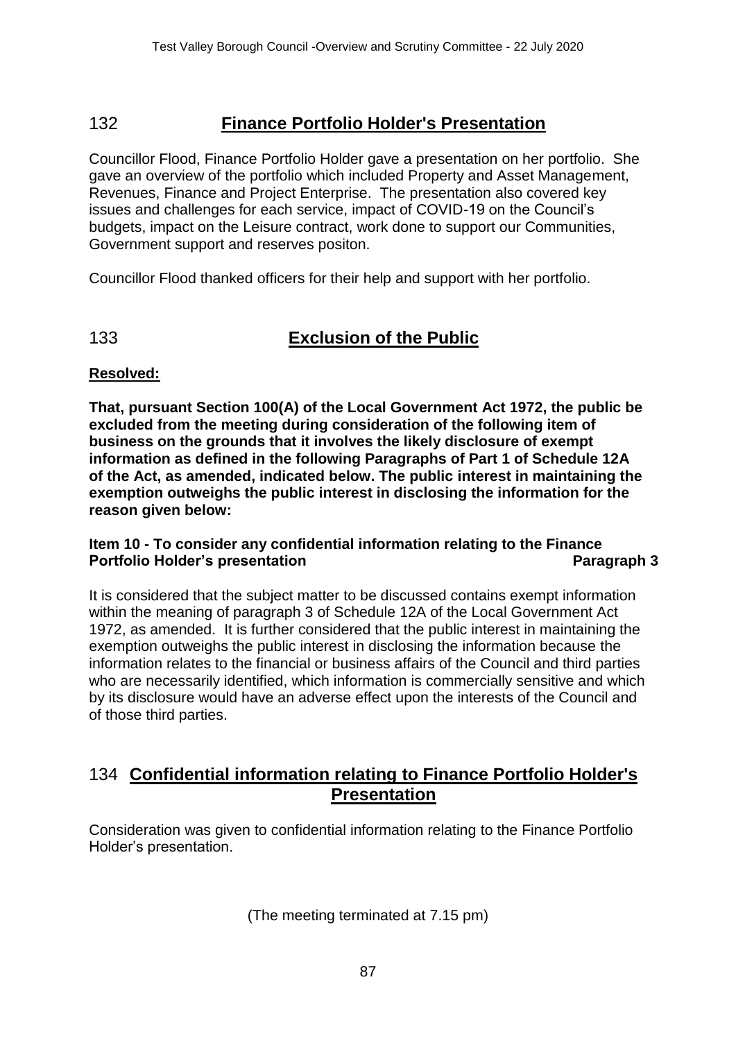## 132 Finance Portfolio Holder's Presentation

Councillor Flood, Finance Portfolio Holder gave a presentation on her portfolio. She gave an overview of the portfolio which included Property and Asset Management, Revenues, Finance and Project Enterprise. The presentation also covered key issues and challenges for each service, impact of COVID-19 on the Council's budgets, impact on the Leisure contract, work done to support our Communities, Government support and reserves positon.

Councillor Flood thanked officers for their help and support with her portfolio.

## 133 Exclusion of the Public

**Resolved:**

**That, pursuant Section 100(A) of the Local Government Act 1972, the public be excluded from the meeting during consideration of the following item of business on the grounds that it involves the likely disclosure of exempt information as defined in the following Paragraphs of Part 1 of Schedule 12A of the Act, as amended, indicated below. The public interest in maintaining the exemption outweighs the public interest in disclosing the information for the reason given below:**

**Item 10 - To consider any confidential information relating to the Finance Portfolio Holder's presentation — Paragraph 3**

It is considered that the subject matter to be discussed contains exempt information within the meaning of paragraph 3 of Schedule 12A of the Local Government Act 1972, as amended. It is further considered that the public interest in maintaining the exemption outweighs the public interest in disclosing the information because the information relates to the financial or business affairs of the Council and third parties who are necessarily identified, which information is commercially sensitive and which by its disclosure would have an adverse effect upon the interests of the Council and of those third parties.

## 134 Confidential information relating to Finance Portfolio Holder's Presentation

Consideration was given to confidential information relating to the Finance Portfolio Holder's presentation.

(The meeting terminated at 7.15 pm)